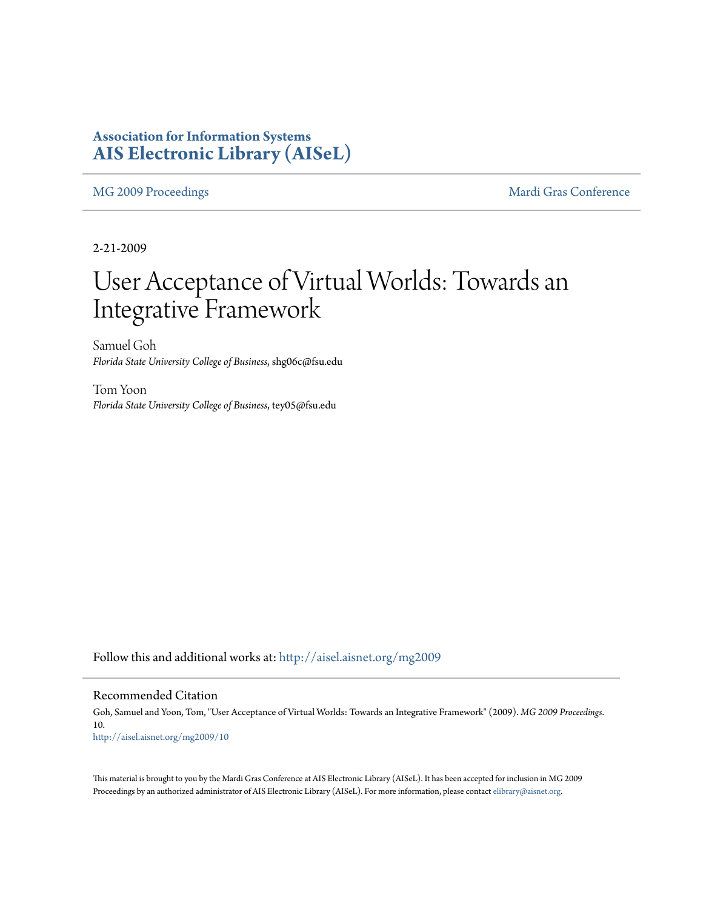**Association for Information Systems**
**AIS Electronic Library (AISeL)**

MG 2009 Proceedings | Mardi Gras Conference

2-21-2009

# User Acceptance of Virtual Worlds: Towards an Integrative Framework

Samuel Goh
*Florida State University College of Business*, shg06c@fsu.edu

Tom Yoon
*Florida State University College of Business*, tey05@fsu.edu

Follow this and additional works at: http://aisel.aisnet.org/mg2009

## Recommended Citation

Goh, Samuel and Yoon, Tom, "User Acceptance of Virtual Worlds: Towards an Integrative Framework" (2009). *MG 2009 Proceedings*. 10.
http://aisel.aisnet.org/mg2009/10

This material is brought to you by the Mardi Gras Conference at AIS Electronic Library (AISeL). It has been accepted for inclusion in MG 2009 Proceedings by an authorized administrator of AIS Electronic Library (AISeL). For more information, please contact elibrary@aisnet.org.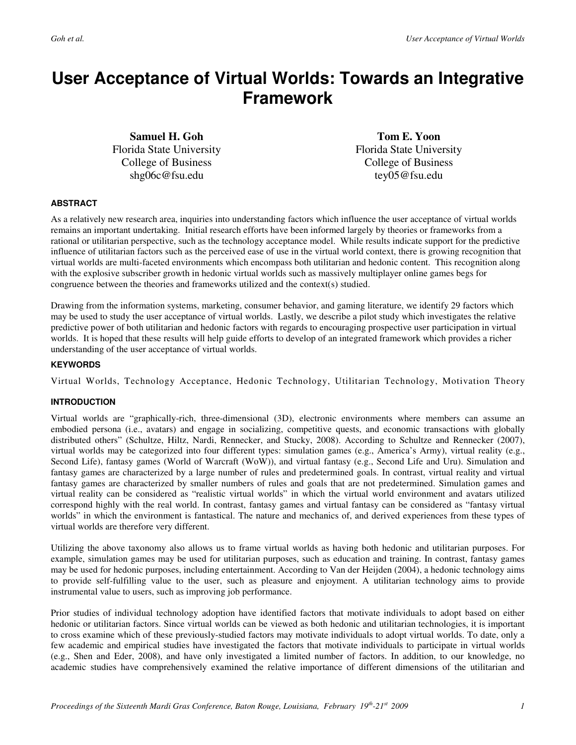# User Acceptance of Virtual Worlds: Towards an Integrative Framework

**Samuel H. Goh**
Florida State University
College of Business
shg06c@fsu.edu

**Tom E. Yoon**
Florida State University
College of Business
tey05@fsu.edu

#### ABSTRACT

As a relatively new research area, inquiries into understanding factors which influence the user acceptance of virtual worlds remains an important undertaking. Initial research efforts have been informed largely by theories or frameworks from a rational or utilitarian perspective, such as the technology acceptance model. While results indicate support for the predictive influence of utilitarian factors such as the perceived ease of use in the virtual world context, there is growing recognition that virtual worlds are multi-faceted environments which encompass both utilitarian and hedonic content. This recognition along with the explosive subscriber growth in hedonic virtual worlds such as massively multiplayer online games begs for congruence between the theories and frameworks utilized and the context(s) studied.

Drawing from the information systems, marketing, consumer behavior, and gaming literature, we identify 29 factors which may be used to study the user acceptance of virtual worlds. Lastly, we describe a pilot study which investigates the relative predictive power of both utilitarian and hedonic factors with regards to encouraging prospective user participation in virtual worlds. It is hoped that these results will help guide efforts to develop of an integrated framework which provides a richer understanding of the user acceptance of virtual worlds.

#### KEYWORDS

Virtual Worlds, Technology Acceptance, Hedonic Technology, Utilitarian Technology, Motivation Theory

#### INTRODUCTION

Virtual worlds are "graphically-rich, three-dimensional (3D), electronic environments where members can assume an embodied persona (i.e., avatars) and engage in socializing, competitive quests, and economic transactions with globally distributed others" (Schultze, Hiltz, Nardi, Rennecker, and Stucky, 2008). According to Schultze and Rennecker (2007), virtual worlds may be categorized into four different types: simulation games (e.g., America's Army), virtual reality (e.g., Second Life), fantasy games (World of Warcraft (WoW)), and virtual fantasy (e.g., Second Life and Uru). Simulation and fantasy games are characterized by a large number of rules and predetermined goals. In contrast, virtual reality and virtual fantasy games are characterized by smaller numbers of rules and goals that are not predetermined. Simulation games and virtual reality can be considered as "realistic virtual worlds" in which the virtual world environment and avatars utilized correspond highly with the real world. In contrast, fantasy games and virtual fantasy can be considered as "fantasy virtual worlds" in which the environment is fantastical. The nature and mechanics of, and derived experiences from these types of virtual worlds are therefore very different.

Utilizing the above taxonomy also allows us to frame virtual worlds as having both hedonic and utilitarian purposes. For example, simulation games may be used for utilitarian purposes, such as education and training. In contrast, fantasy games may be used for hedonic purposes, including entertainment. According to Van der Heijden (2004), a hedonic technology aims to provide self-fulfilling value to the user, such as pleasure and enjoyment. A utilitarian technology aims to provide instrumental value to users, such as improving job performance.

Prior studies of individual technology adoption have identified factors that motivate individuals to adopt based on either hedonic or utilitarian factors. Since virtual worlds can be viewed as both hedonic and utilitarian technologies, it is important to cross examine which of these previously-studied factors may motivate individuals to adopt virtual worlds. To date, only a few academic and empirical studies have investigated the factors that motivate individuals to participate in virtual worlds (e.g., Shen and Eder, 2008), and have only investigated a limited number of factors. In addition, to our knowledge, no academic studies have comprehensively examined the relative importance of different dimensions of the utilitarian and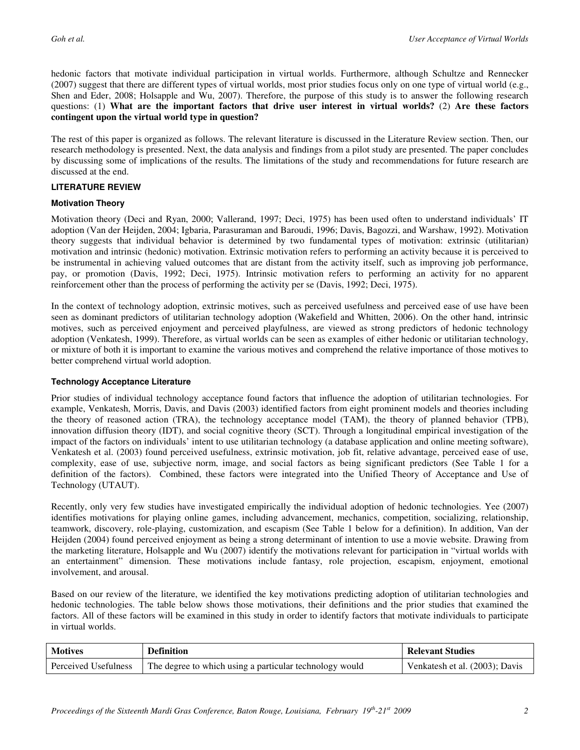hedonic factors that motivate individual participation in virtual worlds. Furthermore, although Schultze and Rennecker (2007) suggest that there are different types of virtual worlds, most prior studies focus only on one type of virtual world (e.g., Shen and Eder, 2008; Holsapple and Wu, 2007). Therefore, the purpose of this study is to answer the following research questions: (1) **What are the important factors that drive user interest in virtual worlds?** (2) **Are these factors contingent upon the virtual world type in question?**

The rest of this paper is organized as follows. The relevant literature is discussed in the Literature Review section. Then, our research methodology is presented. Next, the data analysis and findings from a pilot study are presented. The paper concludes by discussing some of implications of the results. The limitations of the study and recommendations for future research are discussed at the end.

## LITERATURE REVIEW

### Motivation Theory

Motivation theory (Deci and Ryan, 2000; Vallerand, 1997; Deci, 1975) has been used often to understand individuals' IT adoption (Van der Heijden, 2004; Igbaria, Parasuraman and Baroudi, 1996; Davis, Bagozzi, and Warshaw, 1992). Motivation theory suggests that individual behavior is determined by two fundamental types of motivation: extrinsic (utilitarian) motivation and intrinsic (hedonic) motivation. Extrinsic motivation refers to performing an activity because it is perceived to be instrumental in achieving valued outcomes that are distant from the activity itself, such as improving job performance, pay, or promotion (Davis, 1992; Deci, 1975). Intrinsic motivation refers to performing an activity for no apparent reinforcement other than the process of performing the activity per se (Davis, 1992; Deci, 1975).

In the context of technology adoption, extrinsic motives, such as perceived usefulness and perceived ease of use have been seen as dominant predictors of utilitarian technology adoption (Wakefield and Whitten, 2006). On the other hand, intrinsic motives, such as perceived enjoyment and perceived playfulness, are viewed as strong predictors of hedonic technology adoption (Venkatesh, 1999). Therefore, as virtual worlds can be seen as examples of either hedonic or utilitarian technology, or mixture of both it is important to examine the various motives and comprehend the relative importance of those motives to better comprehend virtual world adoption.

### Technology Acceptance Literature

Prior studies of individual technology acceptance found factors that influence the adoption of utilitarian technologies. For example, Venkatesh, Morris, Davis, and Davis (2003) identified factors from eight prominent models and theories including the theory of reasoned action (TRA), the technology acceptance model (TAM), the theory of planned behavior (TPB), innovation diffusion theory (IDT), and social cognitive theory (SCT). Through a longitudinal empirical investigation of the impact of the factors on individuals' intent to use utilitarian technology (a database application and online meeting software), Venkatesh et al. (2003) found perceived usefulness, extrinsic motivation, job fit, relative advantage, perceived ease of use, complexity, ease of use, subjective norm, image, and social factors as being significant predictors (See Table 1 for a definition of the factors). Combined, these factors were integrated into the Unified Theory of Acceptance and Use of Technology (UTAUT).

Recently, only very few studies have investigated empirically the individual adoption of hedonic technologies. Yee (2007) identifies motivations for playing online games, including advancement, mechanics, competition, socializing, relationship, teamwork, discovery, role-playing, customization, and escapism (See Table 1 below for a definition). In addition, Van der Heijden (2004) found perceived enjoyment as being a strong determinant of intention to use a movie website. Drawing from the marketing literature, Holsapple and Wu (2007) identify the motivations relevant for participation in "virtual worlds with an entertainment" dimension. These motivations include fantasy, role projection, escapism, enjoyment, emotional involvement, and arousal.

Based on our review of the literature, we identified the key motivations predicting adoption of utilitarian technologies and hedonic technologies. The table below shows those motivations, their definitions and the prior studies that examined the factors. All of these factors will be examined in this study in order to identify factors that motivate individuals to participate in virtual worlds.

| Motives | Definition | Relevant Studies |
|---|---|---|
| Perceived Usefulness | The degree to which using a particular technology would | Venkatesh et al. (2003); Davis |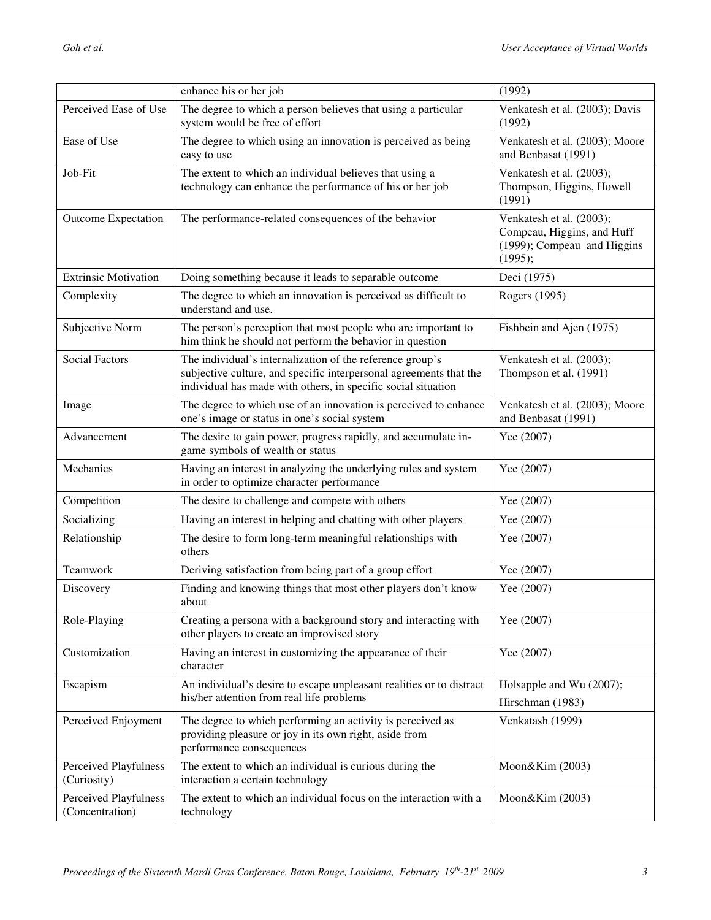| | | |
|---|---|---|
| | enhance his or her job | (1992) |
| Perceived Ease of Use | The degree to which a person believes that using a particular system would be free of effort | Venkatesh et al. (2003); Davis (1992) |
| Ease of Use | The degree to which using an innovation is perceived as being easy to use | Venkatesh et al. (2003); Moore and Benbasat (1991) |
| Job-Fit | The extent to which an individual believes that using a technology can enhance the performance of his or her job | Venkatesh et al. (2003); Thompson, Higgins, Howell (1991) |
| Outcome Expectation | The performance-related consequences of the behavior | Venkatesh et al. (2003); Compeau, Higgins, and Huff (1999); Compeau and Higgins (1995); |
| Extrinsic Motivation | Doing something because it leads to separable outcome | Deci (1975) |
| Complexity | The degree to which an innovation is perceived as difficult to understand and use. | Rogers (1995) |
| Subjective Norm | The person's perception that most people who are important to him think he should not perform the behavior in question | Fishbein and Ajen (1975) |
| Social Factors | The individual's internalization of the reference group's subjective culture, and specific interpersonal agreements that the individual has made with others, in specific social situation | Venkatesh et al. (2003); Thompson et al. (1991) |
| Image | The degree to which use of an innovation is perceived to enhance one's image or status in one's social system | Venkatesh et al. (2003); Moore and Benbasat (1991) |
| Advancement | The desire to gain power, progress rapidly, and accumulate in-game symbols of wealth or status | Yee (2007) |
| Mechanics | Having an interest in analyzing the underlying rules and system in order to optimize character performance | Yee (2007) |
| Competition | The desire to challenge and compete with others | Yee (2007) |
| Socializing | Having an interest in helping and chatting with other players | Yee (2007) |
| Relationship | The desire to form long-term meaningful relationships with others | Yee (2007) |
| Teamwork | Deriving satisfaction from being part of a group effort | Yee (2007) |
| Discovery | Finding and knowing things that most other players don't know about | Yee (2007) |
| Role-Playing | Creating a persona with a background story and interacting with other players to create an improvised story | Yee (2007) |
| Customization | Having an interest in customizing the appearance of their character | Yee (2007) |
| Escapism | An individual's desire to escape unpleasant realities or to distract his/her attention from real life problems | Holsapple and Wu (2007); Hirschman (1983) |
| Perceived Enjoyment | The degree to which performing an activity is perceived as providing pleasure or joy in its own right, aside from performance consequences | Venkatash (1999) |
| Perceived Playfulness (Curiosity) | The extent to which an individual is curious during the interaction a certain technology | Moon&Kim (2003) |
| Perceived Playfulness (Concentration) | The extent to which an individual focus on the interaction with a technology | Moon&Kim (2003) |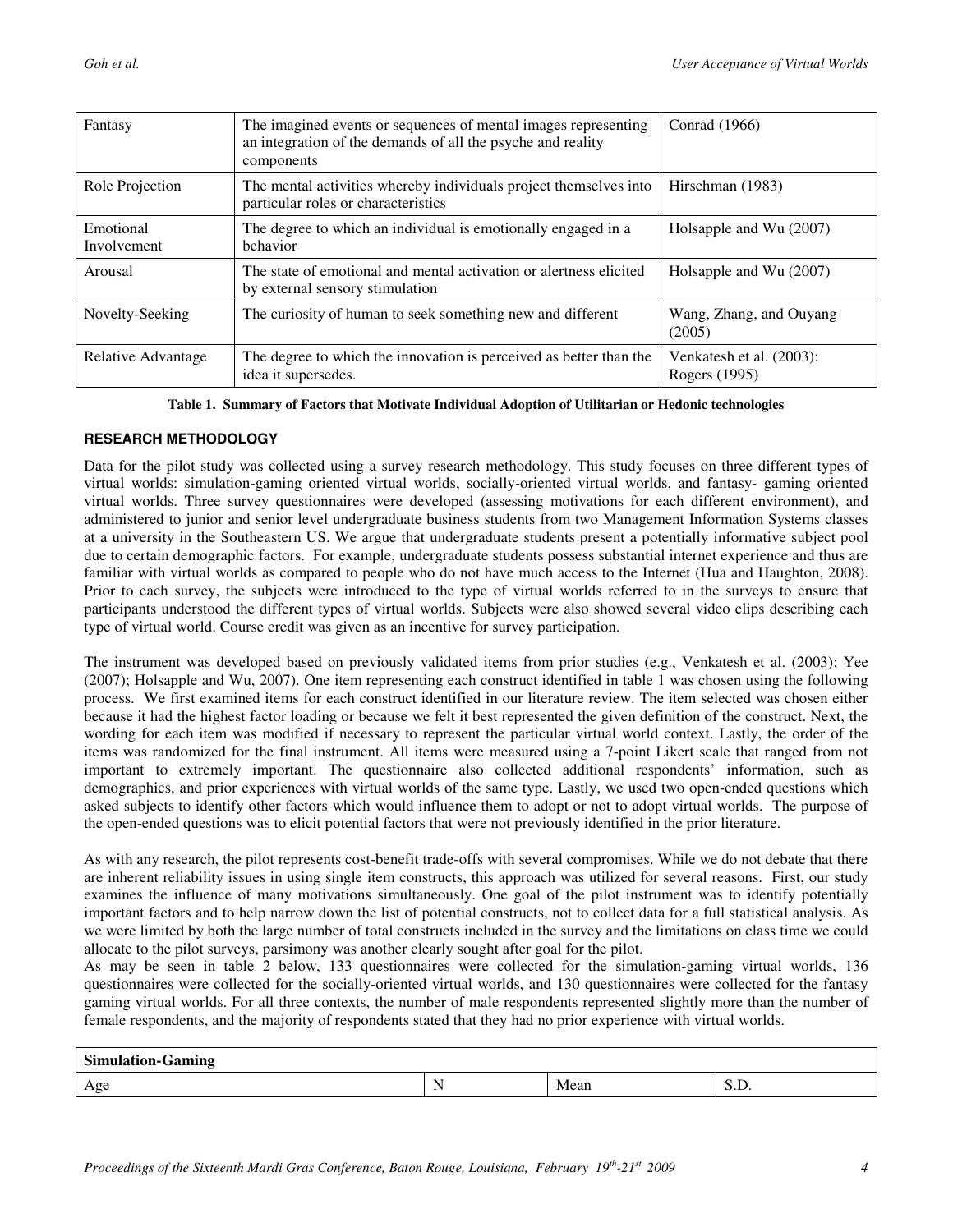| Fantasy | The imagined events or sequences of mental images representing an integration of the demands of all the psyche and reality components | Conrad (1966) |
|---|---|---|
| Role Projection | The mental activities whereby individuals project themselves into particular roles or characteristics | Hirschman (1983) |
| Emotional Involvement | The degree to which an individual is emotionally engaged in a behavior | Holsapple and Wu (2007) |
| Arousal | The state of emotional and mental activation or alertness elicited by external sensory stimulation | Holsapple and Wu (2007) |
| Novelty-Seeking | The curiosity of human to seek something new and different | Wang, Zhang, and Ouyang (2005) |
| Relative Advantage | The degree to which the innovation is perceived as better than the idea it supersedes. | Venkatesh et al. (2003); Rogers (1995) |

**Table 1. Summary of Factors that Motivate Individual Adoption of Utilitarian or Hedonic technologies**

## RESEARCH METHODOLOGY

Data for the pilot study was collected using a survey research methodology. This study focuses on three different types of virtual worlds: simulation-gaming oriented virtual worlds, socially-oriented virtual worlds, and fantasy- gaming oriented virtual worlds. Three survey questionnaires were developed (assessing motivations for each different environment), and administered to junior and senior level undergraduate business students from two Management Information Systems classes at a university in the Southeastern US. We argue that undergraduate students present a potentially informative subject pool due to certain demographic factors. For example, undergraduate students possess substantial internet experience and thus are familiar with virtual worlds as compared to people who do not have much access to the Internet (Hua and Haughton, 2008). Prior to each survey, the subjects were introduced to the type of virtual worlds referred to in the surveys to ensure that participants understood the different types of virtual worlds. Subjects were also showed several video clips describing each type of virtual world. Course credit was given as an incentive for survey participation.

The instrument was developed based on previously validated items from prior studies (e.g., Venkatesh et al. (2003); Yee (2007); Holsapple and Wu, 2007). One item representing each construct identified in table 1 was chosen using the following process. We first examined items for each construct identified in our literature review. The item selected was chosen either because it had the highest factor loading or because we felt it best represented the given definition of the construct. Next, the wording for each item was modified if necessary to represent the particular virtual world context. Lastly, the order of the items was randomized for the final instrument. All items were measured using a 7-point Likert scale that ranged from not important to extremely important. The questionnaire also collected additional respondents' information, such as demographics, and prior experiences with virtual worlds of the same type. Lastly, we used two open-ended questions which asked subjects to identify other factors which would influence them to adopt or not to adopt virtual worlds. The purpose of the open-ended questions was to elicit potential factors that were not previously identified in the prior literature.

As with any research, the pilot represents cost-benefit trade-offs with several compromises. While we do not debate that there are inherent reliability issues in using single item constructs, this approach was utilized for several reasons. First, our study examines the influence of many motivations simultaneously. One goal of the pilot instrument was to identify potentially important factors and to help narrow down the list of potential constructs, not to collect data for a full statistical analysis. As we were limited by both the large number of total constructs included in the survey and the limitations on class time we could allocate to the pilot surveys, parsimony was another clearly sought after goal for the pilot.

As may be seen in table 2 below, 133 questionnaires were collected for the simulation-gaming virtual worlds, 136 questionnaires were collected for the socially-oriented virtual worlds, and 130 questionnaires were collected for the fantasy gaming virtual worlds. For all three contexts, the number of male respondents represented slightly more than the number of female respondents, and the majority of respondents stated that they had no prior experience with virtual worlds.

| **Simulation-Gaming** | | | |
|---|---|---|---|
| Age | N | Mean | S.D. |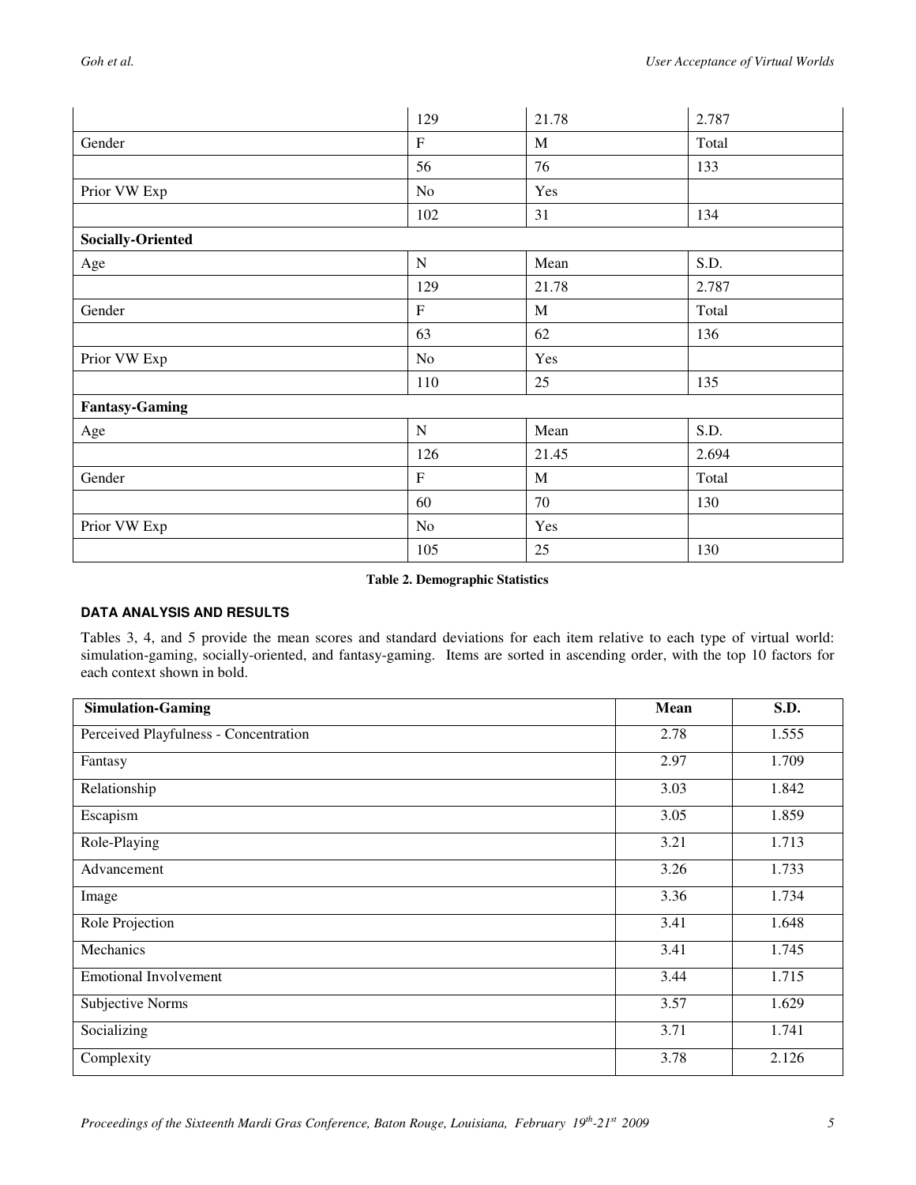| | | | |
|---|---|---|---|
| | 129 | 21.78 | 2.787 |
| Gender | F | M | Total |
| | 56 | 76 | 133 |
| Prior VW Exp | No | Yes | |
| | 102 | 31 | 134 |
| **Socially-Oriented** | | | |
| Age | N | Mean | S.D. |
| | 129 | 21.78 | 2.787 |
| Gender | F | M | Total |
| | 63 | 62 | 136 |
| Prior VW Exp | No | Yes | |
| | 110 | 25 | 135 |
| **Fantasy-Gaming** | | | |
| Age | N | Mean | S.D. |
| | 126 | 21.45 | 2.694 |
| Gender | F | M | Total |
| | 60 | 70 | 130 |
| Prior VW Exp | No | Yes | |
| | 105 | 25 | 130 |

**Table 2. Demographic Statistics**

## DATA ANALYSIS AND RESULTS

Tables 3, 4, and 5 provide the mean scores and standard deviations for each item relative to each type of virtual world: simulation-gaming, socially-oriented, and fantasy-gaming. Items are sorted in ascending order, with the top 10 factors for each context shown in bold.

| Simulation-Gaming | Mean | S.D. |
|---|---|---|
| Perceived Playfulness - Concentration | 2.78 | 1.555 |
| Fantasy | 2.97 | 1.709 |
| Relationship | 3.03 | 1.842 |
| Escapism | 3.05 | 1.859 |
| Role-Playing | 3.21 | 1.713 |
| Advancement | 3.26 | 1.733 |
| Image | 3.36 | 1.734 |
| Role Projection | 3.41 | 1.648 |
| Mechanics | 3.41 | 1.745 |
| Emotional Involvement | 3.44 | 1.715 |
| Subjective Norms | 3.57 | 1.629 |
| Socializing | 3.71 | 1.741 |
| Complexity | 3.78 | 2.126 |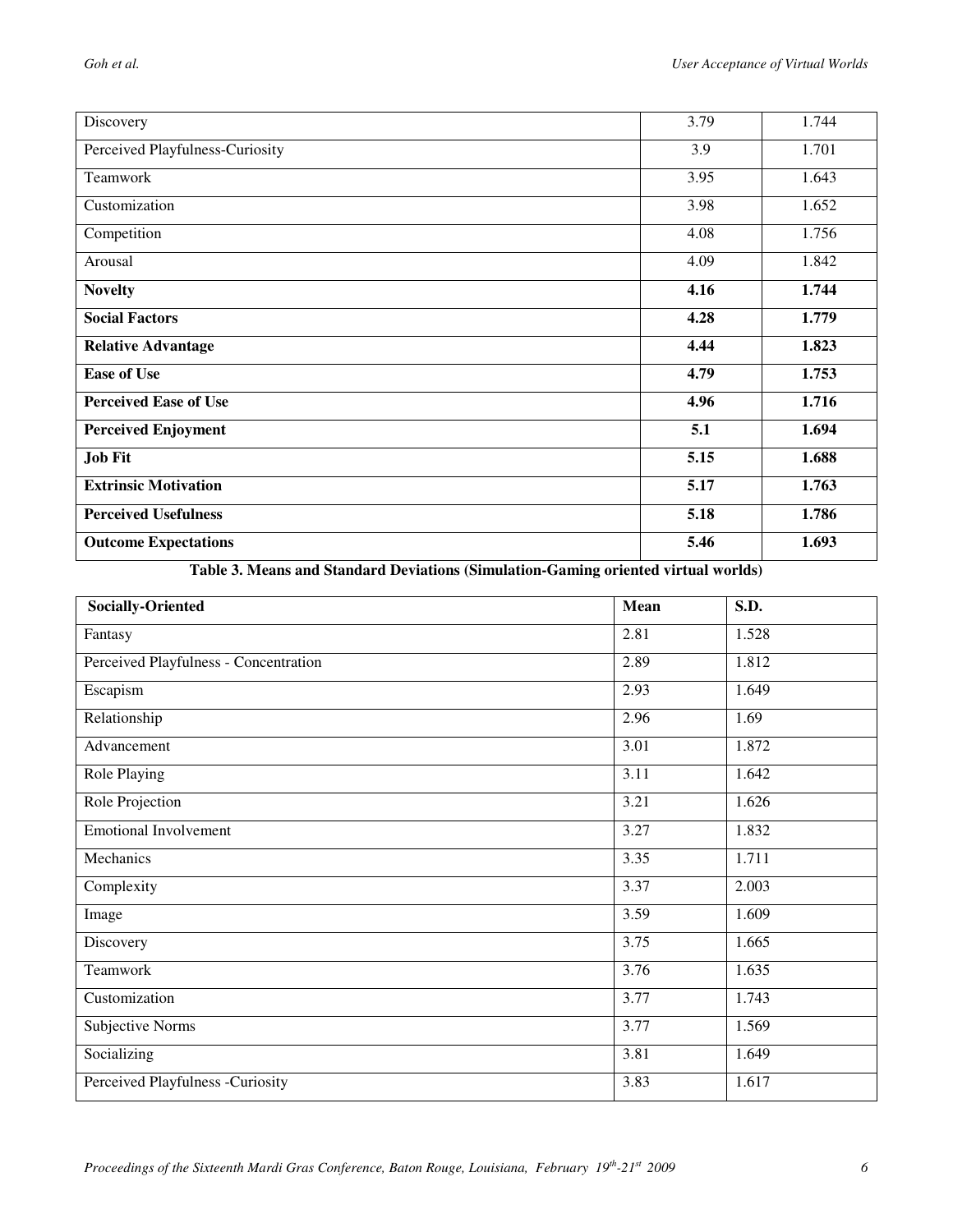| | | |
|---|---|---|
| Discovery | 3.79 | 1.744 |
| Perceived Playfulness-Curiosity | 3.9 | 1.701 |
| Teamwork | 3.95 | 1.643 |
| Customization | 3.98 | 1.652 |
| Competition | 4.08 | 1.756 |
| Arousal | 4.09 | 1.842 |
| **Novelty** | **4.16** | **1.744** |
| **Social Factors** | **4.28** | **1.779** |
| **Relative Advantage** | **4.44** | **1.823** |
| **Ease of Use** | **4.79** | **1.753** |
| **Perceived Ease of Use** | **4.96** | **1.716** |
| **Perceived Enjoyment** | **5.1** | **1.694** |
| **Job Fit** | **5.15** | **1.688** |
| **Extrinsic Motivation** | **5.17** | **1.763** |
| **Perceived Usefulness** | **5.18** | **1.786** |
| **Outcome Expectations** | **5.46** | **1.693** |

**Table 3. Means and Standard Deviations (Simulation-Gaming oriented virtual worlds)**

| **Socially-Oriented** | **Mean** | **S.D.** |
|---|---|---|
| Fantasy | 2.81 | 1.528 |
| Perceived Playfulness - Concentration | 2.89 | 1.812 |
| Escapism | 2.93 | 1.649 |
| Relationship | 2.96 | 1.69 |
| Advancement | 3.01 | 1.872 |
| Role Playing | 3.11 | 1.642 |
| Role Projection | 3.21 | 1.626 |
| Emotional Involvement | 3.27 | 1.832 |
| Mechanics | 3.35 | 1.711 |
| Complexity | 3.37 | 2.003 |
| Image | 3.59 | 1.609 |
| Discovery | 3.75 | 1.665 |
| Teamwork | 3.76 | 1.635 |
| Customization | 3.77 | 1.743 |
| Subjective Norms | 3.77 | 1.569 |
| Socializing | 3.81 | 1.649 |
| Perceived Playfulness -Curiosity | 3.83 | 1.617 |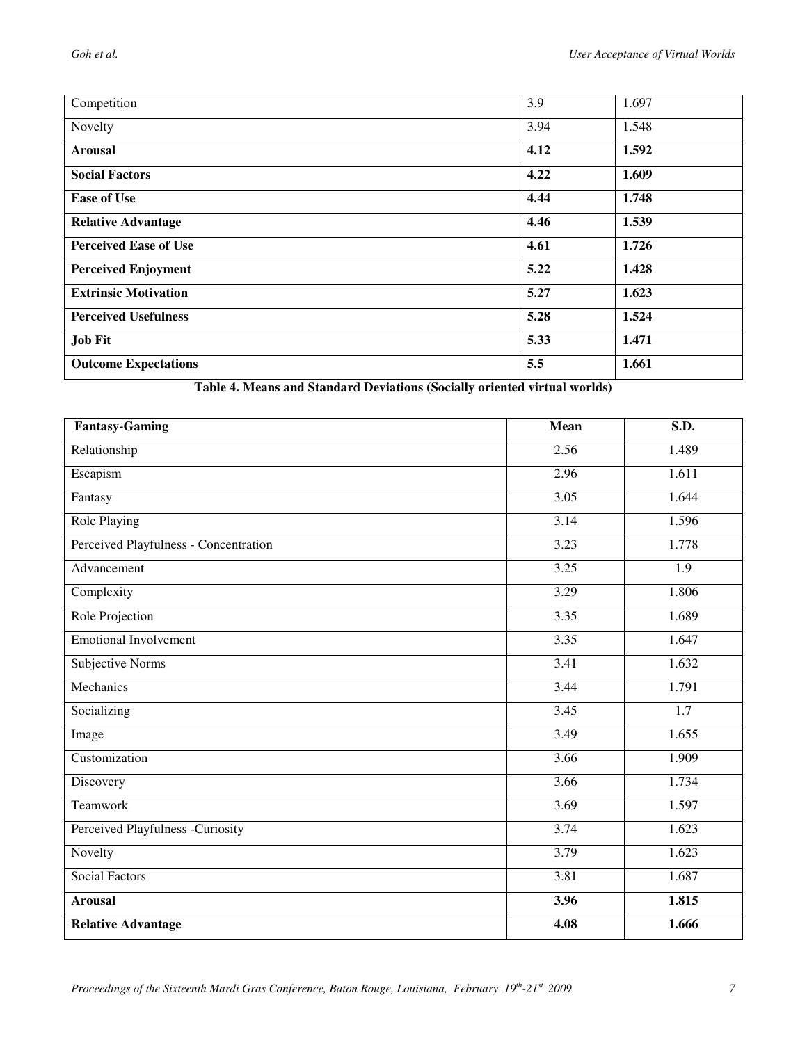| | | |
|---|---|---|
| Competition | 3.9 | 1.697 |
| Novelty | 3.94 | 1.548 |
| **Arousal** | **4.12** | **1.592** |
| **Social Factors** | **4.22** | **1.609** |
| **Ease of Use** | **4.44** | **1.748** |
| **Relative Advantage** | **4.46** | **1.539** |
| **Perceived Ease of Use** | **4.61** | **1.726** |
| **Perceived Enjoyment** | **5.22** | **1.428** |
| **Extrinsic Motivation** | **5.27** | **1.623** |
| **Perceived Usefulness** | **5.28** | **1.524** |
| **Job Fit** | **5.33** | **1.471** |
| **Outcome Expectations** | **5.5** | **1.661** |

**Table 4. Means and Standard Deviations (Socially oriented virtual worlds)**

| **Fantasy-Gaming** | **Mean** | **S.D.** |
|---|---|---|
| Relationship | 2.56 | 1.489 |
| Escapism | 2.96 | 1.611 |
| Fantasy | 3.05 | 1.644 |
| Role Playing | 3.14 | 1.596 |
| Perceived Playfulness - Concentration | 3.23 | 1.778 |
| Advancement | 3.25 | 1.9 |
| Complexity | 3.29 | 1.806 |
| Role Projection | 3.35 | 1.689 |
| Emotional Involvement | 3.35 | 1.647 |
| Subjective Norms | 3.41 | 1.632 |
| Mechanics | 3.44 | 1.791 |
| Socializing | 3.45 | 1.7 |
| Image | 3.49 | 1.655 |
| Customization | 3.66 | 1.909 |
| Discovery | 3.66 | 1.734 |
| Teamwork | 3.69 | 1.597 |
| Perceived Playfulness -Curiosity | 3.74 | 1.623 |
| Novelty | 3.79 | 1.623 |
| Social Factors | 3.81 | 1.687 |
| **Arousal** | **3.96** | **1.815** |
| **Relative Advantage** | **4.08** | **1.666** |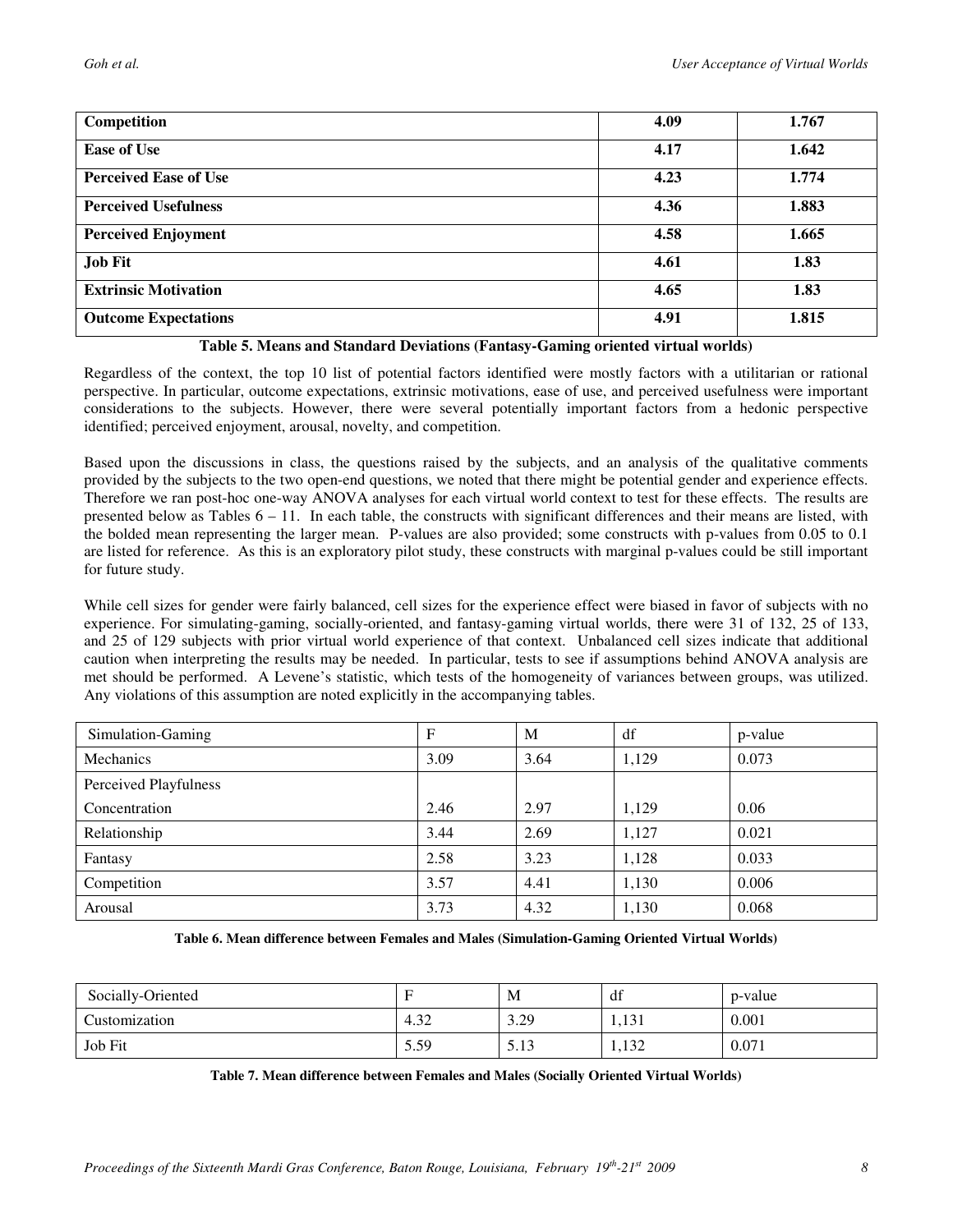| **Competition** | **4.09** | **1.767** |
|---|---|---|
| **Ease of Use** | **4.17** | **1.642** |
| **Perceived Ease of Use** | **4.23** | **1.774** |
| **Perceived Usefulness** | **4.36** | **1.883** |
| **Perceived Enjoyment** | **4.58** | **1.665** |
| **Job Fit** | **4.61** | **1.83** |
| **Extrinsic Motivation** | **4.65** | **1.83** |
| **Outcome Expectations** | **4.91** | **1.815** |

**Table 5. Means and Standard Deviations (Fantasy-Gaming oriented virtual worlds)**

Regardless of the context, the top 10 list of potential factors identified were mostly factors with a utilitarian or rational perspective. In particular, outcome expectations, extrinsic motivations, ease of use, and perceived usefulness were important considerations to the subjects. However, there were several potentially important factors from a hedonic perspective identified; perceived enjoyment, arousal, novelty, and competition.

Based upon the discussions in class, the questions raised by the subjects, and an analysis of the qualitative comments provided by the subjects to the two open-end questions, we noted that there might be potential gender and experience effects. Therefore we ran post-hoc one-way ANOVA analyses for each virtual world context to test for these effects. The results are presented below as Tables 6 – 11. In each table, the constructs with significant differences and their means are listed, with the bolded mean representing the larger mean. P-values are also provided; some constructs with p-values from 0.05 to 0.1 are listed for reference. As this is an exploratory pilot study, these constructs with marginal p-values could be still important for future study.

While cell sizes for gender were fairly balanced, cell sizes for the experience effect were biased in favor of subjects with no experience. For simulating-gaming, socially-oriented, and fantasy-gaming virtual worlds, there were 31 of 132, 25 of 133, and 25 of 129 subjects with prior virtual world experience of that context. Unbalanced cell sizes indicate that additional caution when interpreting the results may be needed. In particular, tests to see if assumptions behind ANOVA analysis are met should be performed. A Levene's statistic, which tests of the homogeneity of variances between groups, was utilized. Any violations of this assumption are noted explicitly in the accompanying tables.

| Simulation-Gaming | F | M | df | p-value |
|---|---|---|---|---|
| Mechanics | 3.09 | 3.64 | 1,129 | 0.073 |
| Perceived Playfulness | | | | |
| Concentration | 2.46 | 2.97 | 1,129 | 0.06 |
| Relationship | 3.44 | 2.69 | 1,127 | 0.021 |
| Fantasy | 2.58 | 3.23 | 1,128 | 0.033 |
| Competition | 3.57 | 4.41 | 1,130 | 0.006 |
| Arousal | 3.73 | 4.32 | 1,130 | 0.068 |

**Table 6. Mean difference between Females and Males (Simulation-Gaming Oriented Virtual Worlds)**

| Socially-Oriented | F | M | df | p-value |
|---|---|---|---|---|
| Customization | 4.32 | 3.29 | 1,131 | 0.001 |
| Job Fit | 5.59 | 5.13 | 1,132 | 0.071 |

**Table 7. Mean difference between Females and Males (Socially Oriented Virtual Worlds)**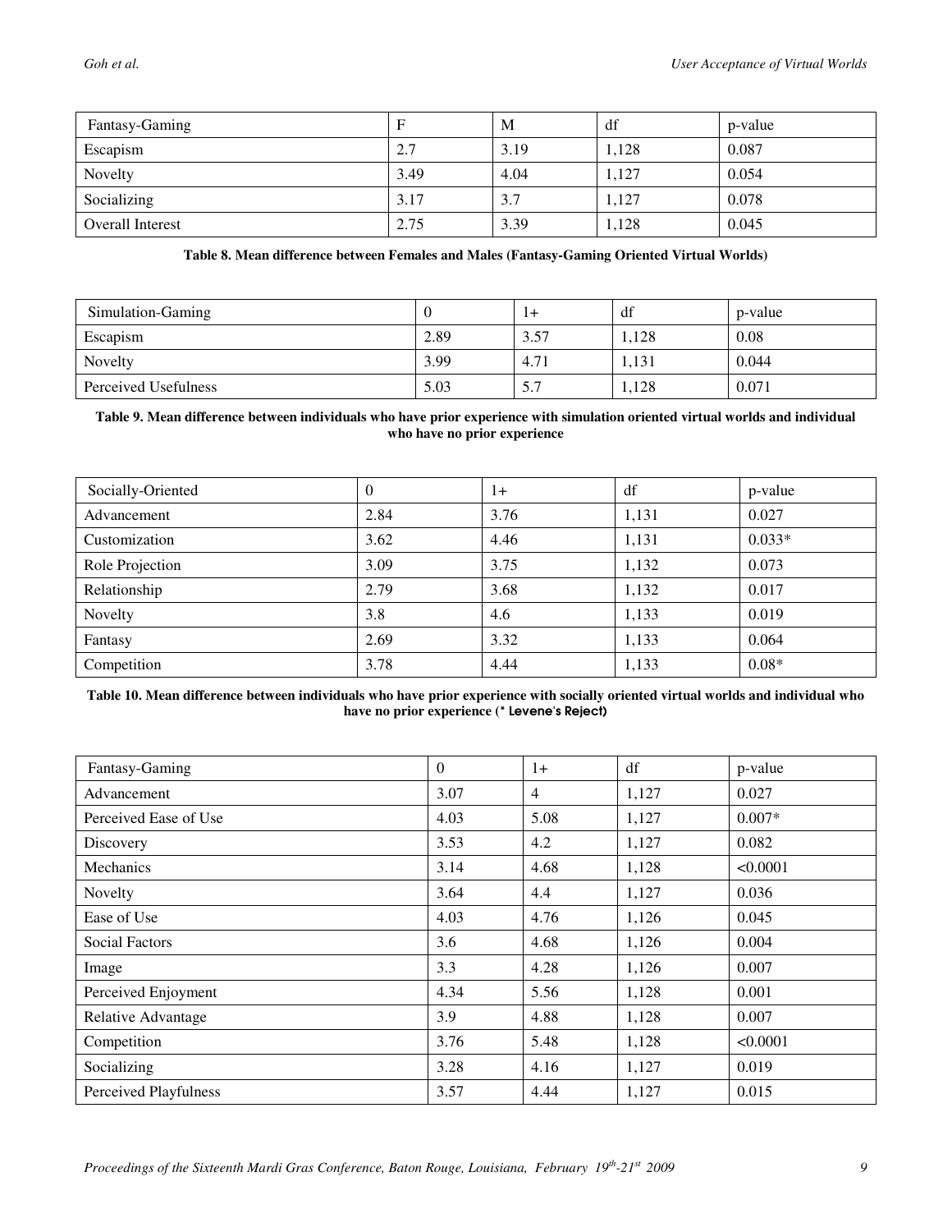| Fantasy-Gaming | F | M | df | p-value |
|---|---|---|---|---|
| Escapism | 2.7 | 3.19 | 1,128 | 0.087 |
| Novelty | 3.49 | 4.04 | 1,127 | 0.054 |
| Socializing | 3.17 | 3.7 | 1,127 | 0.078 |
| Overall Interest | 2.75 | 3.39 | 1,128 | 0.045 |

**Table 8. Mean difference between Females and Males (Fantasy-Gaming Oriented Virtual Worlds)**

| Simulation-Gaming | 0 | 1+ | df | p-value |
|---|---|---|---|---|
| Escapism | 2.89 | 3.57 | 1,128 | 0.08 |
| Novelty | 3.99 | 4.71 | 1,131 | 0.044 |
| Perceived Usefulness | 5.03 | 5.7 | 1,128 | 0.071 |

**Table 9. Mean difference between individuals who have prior experience with simulation oriented virtual worlds and individual who have no prior experience**

| Socially-Oriented | 0 | 1+ | df | p-value |
|---|---|---|---|---|
| Advancement | 2.84 | 3.76 | 1,131 | 0.027 |
| Customization | 3.62 | 4.46 | 1,131 | 0.033* |
| Role Projection | 3.09 | 3.75 | 1,132 | 0.073 |
| Relationship | 2.79 | 3.68 | 1,132 | 0.017 |
| Novelty | 3.8 | 4.6 | 1,133 | 0.019 |
| Fantasy | 2.69 | 3.32 | 1,133 | 0.064 |
| Competition | 3.78 | 4.44 | 1,133 | 0.08* |

**Table 10. Mean difference between individuals who have prior experience with socially oriented virtual worlds and individual who have no prior experience (* Levene's Reject)**

| Fantasy-Gaming | 0 | 1+ | df | p-value |
|---|---|---|---|---|
| Advancement | 3.07 | 4 | 1,127 | 0.027 |
| Perceived Ease of Use | 4.03 | 5.08 | 1,127 | 0.007* |
| Discovery | 3.53 | 4.2 | 1,127 | 0.082 |
| Mechanics | 3.14 | 4.68 | 1,128 | <0.0001 |
| Novelty | 3.64 | 4.4 | 1,127 | 0.036 |
| Ease of Use | 4.03 | 4.76 | 1,126 | 0.045 |
| Social Factors | 3.6 | 4.68 | 1,126 | 0.004 |
| Image | 3.3 | 4.28 | 1,126 | 0.007 |
| Perceived Enjoyment | 4.34 | 5.56 | 1,128 | 0.001 |
| Relative Advantage | 3.9 | 4.88 | 1,128 | 0.007 |
| Competition | 3.76 | 5.48 | 1,128 | <0.0001 |
| Socializing | 3.28 | 4.16 | 1,127 | 0.019 |
| Perceived Playfulness | 3.57 | 4.44 | 1,127 | 0.015 |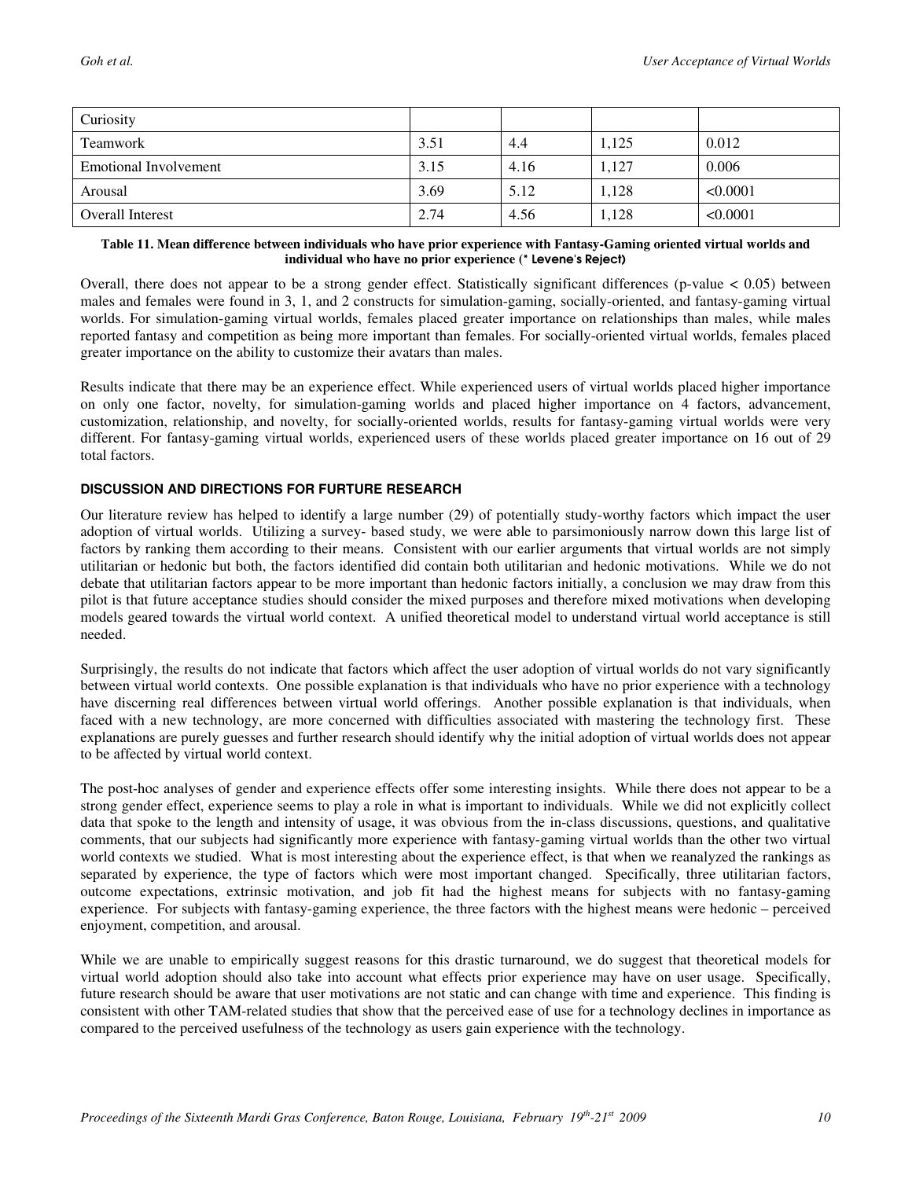| Curiosity | | | | |
|---|---|---|---|---|
| Teamwork | 3.51 | 4.4 | 1,125 | 0.012 |
| Emotional Involvement | 3.15 | 4.16 | 1,127 | 0.006 |
| Arousal | 3.69 | 5.12 | 1,128 | <0.0001 |
| Overall Interest | 2.74 | 4.56 | 1,128 | <0.0001 |

**Table 11. Mean difference between individuals who have prior experience with Fantasy-Gaming oriented virtual worlds and individual who have no prior experience (* Levene's Reject)**

Overall, there does not appear to be a strong gender effect. Statistically significant differences ($p$-value $< 0.05$) between males and females were found in 3, 1, and 2 constructs for simulation-gaming, socially-oriented, and fantasy-gaming virtual worlds. For simulation-gaming virtual worlds, females placed greater importance on relationships than males, while males reported fantasy and competition as being more important than females. For socially-oriented virtual worlds, females placed greater importance on the ability to customize their avatars than males.

Results indicate that there may be an experience effect. While experienced users of virtual worlds placed higher importance on only one factor, novelty, for simulation-gaming worlds and placed higher importance on 4 factors, advancement, customization, relationship, and novelty, for socially-oriented worlds, results for fantasy-gaming virtual worlds were very different. For fantasy-gaming virtual worlds, experienced users of these worlds placed greater importance on 16 out of 29 total factors.

## DISCUSSION AND DIRECTIONS FOR FURTURE RESEARCH

Our literature review has helped to identify a large number (29) of potentially study-worthy factors which impact the user adoption of virtual worlds. Utilizing a survey- based study, we were able to parsimoniously narrow down this large list of factors by ranking them according to their means. Consistent with our earlier arguments that virtual worlds are not simply utilitarian or hedonic but both, the factors identified did contain both utilitarian and hedonic motivations. While we do not debate that utilitarian factors appear to be more important than hedonic factors initially, a conclusion we may draw from this pilot is that future acceptance studies should consider the mixed purposes and therefore mixed motivations when developing models geared towards the virtual world context. A unified theoretical model to understand virtual world acceptance is still needed.

Surprisingly, the results do not indicate that factors which affect the user adoption of virtual worlds do not vary significantly between virtual world contexts. One possible explanation is that individuals who have no prior experience with a technology have discerning real differences between virtual world offerings. Another possible explanation is that individuals, when faced with a new technology, are more concerned with difficulties associated with mastering the technology first. These explanations are purely guesses and further research should identify why the initial adoption of virtual worlds does not appear to be affected by virtual world context.

The post-hoc analyses of gender and experience effects offer some interesting insights. While there does not appear to be a strong gender effect, experience seems to play a role in what is important to individuals. While we did not explicitly collect data that spoke to the length and intensity of usage, it was obvious from the in-class discussions, questions, and qualitative comments, that our subjects had significantly more experience with fantasy-gaming virtual worlds than the other two virtual world contexts we studied. What is most interesting about the experience effect, is that when we reanalyzed the rankings as separated by experience, the type of factors which were most important changed. Specifically, three utilitarian factors, outcome expectations, extrinsic motivation, and job fit had the highest means for subjects with no fantasy-gaming experience. For subjects with fantasy-gaming experience, the three factors with the highest means were hedonic – perceived enjoyment, competition, and arousal.

While we are unable to empirically suggest reasons for this drastic turnaround, we do suggest that theoretical models for virtual world adoption should also take into account what effects prior experience may have on user usage. Specifically, future research should be aware that user motivations are not static and can change with time and experience. This finding is consistent with other TAM-related studies that show that the perceived ease of use for a technology declines in importance as compared to the perceived usefulness of the technology as users gain experience with the technology.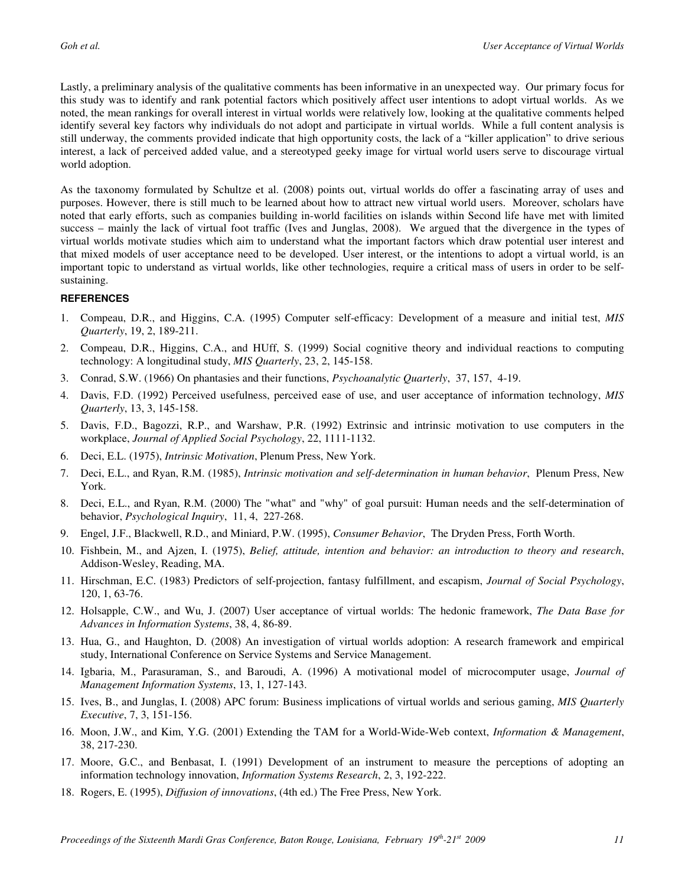Lastly, a preliminary analysis of the qualitative comments has been informative in an unexpected way. Our primary focus for this study was to identify and rank potential factors which positively affect user intentions to adopt virtual worlds. As we noted, the mean rankings for overall interest in virtual worlds were relatively low, looking at the qualitative comments helped identify several key factors why individuals do not adopt and participate in virtual worlds. While a full content analysis is still underway, the comments provided indicate that high opportunity costs, the lack of a "killer application" to drive serious interest, a lack of perceived added value, and a stereotyped geeky image for virtual world users serve to discourage virtual world adoption.

As the taxonomy formulated by Schultze et al. (2008) points out, virtual worlds do offer a fascinating array of uses and purposes. However, there is still much to be learned about how to attract new virtual world users. Moreover, scholars have noted that early efforts, such as companies building in-world facilities on islands within Second life have met with limited success – mainly the lack of virtual foot traffic (Ives and Junglas, 2008). We argued that the divergence in the types of virtual worlds motivate studies which aim to understand what the important factors which draw potential user interest and that mixed models of user acceptance need to be developed. User interest, or the intentions to adopt a virtual world, is an important topic to understand as virtual worlds, like other technologies, require a critical mass of users in order to be self-sustaining.

## REFERENCES

1. Compeau, D.R., and Higgins, C.A. (1995) Computer self-efficacy: Development of a measure and initial test, *MIS Quarterly*, 19, 2, 189-211.
2. Compeau, D.R., Higgins, C.A., and HUff, S. (1999) Social cognitive theory and individual reactions to computing technology: A longitudinal study, *MIS Quarterly*, 23, 2, 145-158.
3. Conrad, S.W. (1966) On phantasies and their functions, *Psychoanalytic Quarterly*, 37, 157, 4-19.
4. Davis, F.D. (1992) Perceived usefulness, perceived ease of use, and user acceptance of information technology, *MIS Quarterly*, 13, 3, 145-158.
5. Davis, F.D., Bagozzi, R.P., and Warshaw, P.R. (1992) Extrinsic and intrinsic motivation to use computers in the workplace, *Journal of Applied Social Psychology*, 22, 1111-1132.
6. Deci, E.L. (1975), *Intrinsic Motivation*, Plenum Press, New York.
7. Deci, E.L., and Ryan, R.M. (1985), *Intrinsic motivation and self-determination in human behavior*, Plenum Press, New York.
8. Deci, E.L., and Ryan, R.M. (2000) The "what" and "why" of goal pursuit: Human needs and the self-determination of behavior, *Psychological Inquiry*, 11, 4, 227-268.
9. Engel, J.F., Blackwell, R.D., and Miniard, P.W. (1995), *Consumer Behavior*, The Dryden Press, Forth Worth.
10. Fishbein, M., and Ajzen, I. (1975), *Belief, attitude, intention and behavior: an introduction to theory and research*, Addison-Wesley, Reading, MA.
11. Hirschman, E.C. (1983) Predictors of self-projection, fantasy fulfillment, and escapism, *Journal of Social Psychology*, 120, 1, 63-76.
12. Holsapple, C.W., and Wu, J. (2007) User acceptance of virtual worlds: The hedonic framework, *The Data Base for Advances in Information Systems*, 38, 4, 86-89.
13. Hua, G., and Haughton, D. (2008) An investigation of virtual worlds adoption: A research framework and empirical study, International Conference on Service Systems and Service Management.
14. Igbaria, M., Parasuraman, S., and Baroudi, A. (1996) A motivational model of microcomputer usage, *Journal of Management Information Systems*, 13, 1, 127-143.
15. Ives, B., and Junglas, I. (2008) APC forum: Business implications of virtual worlds and serious gaming, *MIS Quarterly Executive*, 7, 3, 151-156.
16. Moon, J.W., and Kim, Y.G. (2001) Extending the TAM for a World-Wide-Web context, *Information & Management*, 38, 217-230.
17. Moore, G.C., and Benbasat, I. (1991) Development of an instrument to measure the perceptions of adopting an information technology innovation, *Information Systems Research*, 2, 3, 192-222.
18. Rogers, E. (1995), *Diffusion of innovations*, (4th ed.) The Free Press, New York.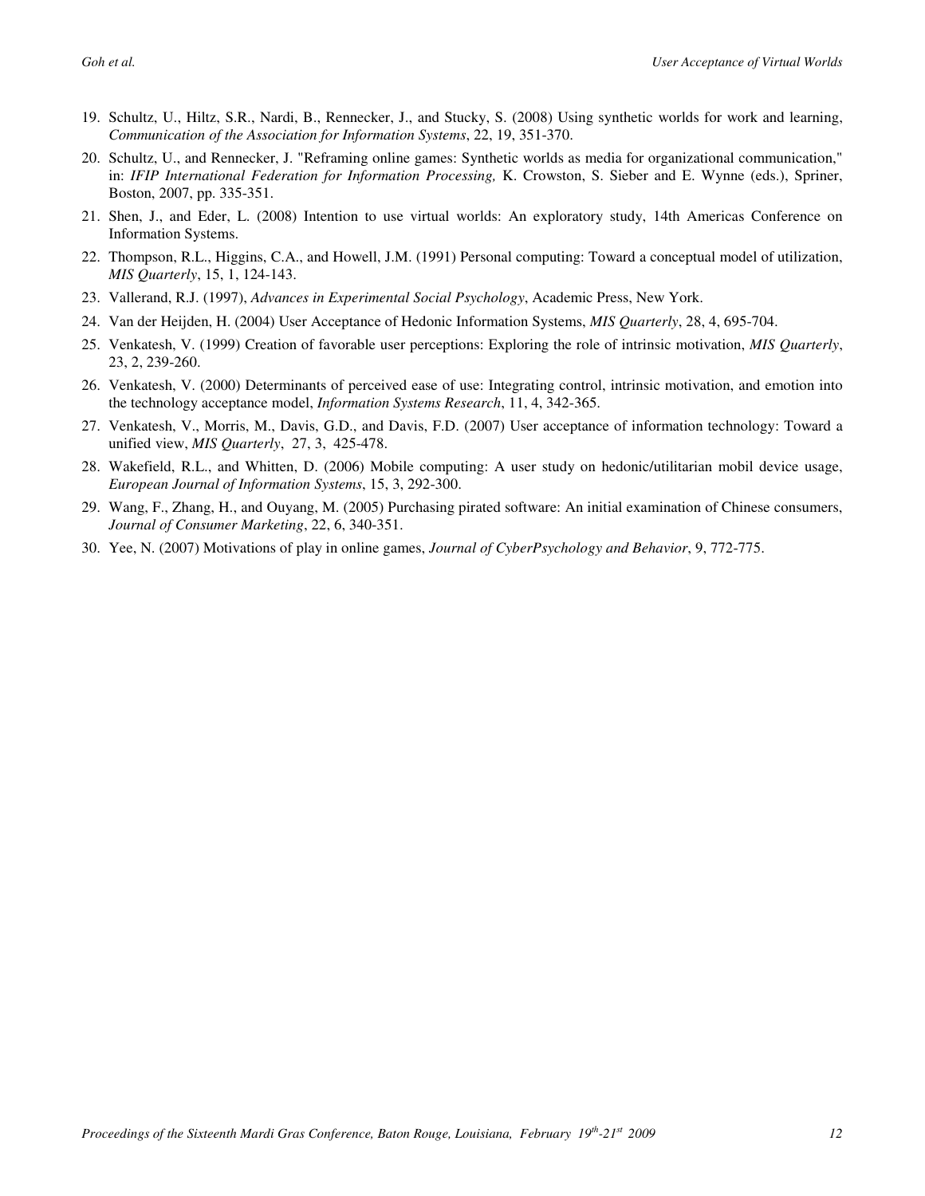19. Schultz, U., Hiltz, S.R., Nardi, B., Rennecker, J., and Stucky, S. (2008) Using synthetic worlds for work and learning, *Communication of the Association for Information Systems*, 22, 19, 351-370.
20. Schultz, U., and Rennecker, J. "Reframing online games: Synthetic worlds as media for organizational communication," in: *IFIP International Federation for Information Processing,* K. Crowston, S. Sieber and E. Wynne (eds.), Spriner, Boston, 2007, pp. 335-351.
21. Shen, J., and Eder, L. (2008) Intention to use virtual worlds: An exploratory study, 14th Americas Conference on Information Systems.
22. Thompson, R.L., Higgins, C.A., and Howell, J.M. (1991) Personal computing: Toward a conceptual model of utilization, *MIS Quarterly*, 15, 1, 124-143.
23. Vallerand, R.J. (1997), *Advances in Experimental Social Psychology*, Academic Press, New York.
24. Van der Heijden, H. (2004) User Acceptance of Hedonic Information Systems, *MIS Quarterly*, 28, 4, 695-704.
25. Venkatesh, V. (1999) Creation of favorable user perceptions: Exploring the role of intrinsic motivation, *MIS Quarterly*, 23, 2, 239-260.
26. Venkatesh, V. (2000) Determinants of perceived ease of use: Integrating control, intrinsic motivation, and emotion into the technology acceptance model, *Information Systems Research*, 11, 4, 342-365.
27. Venkatesh, V., Morris, M., Davis, G.D., and Davis, F.D. (2007) User acceptance of information technology: Toward a unified view, *MIS Quarterly*, 27, 3, 425-478.
28. Wakefield, R.L., and Whitten, D. (2006) Mobile computing: A user study on hedonic/utilitarian mobil device usage, *European Journal of Information Systems*, 15, 3, 292-300.
29. Wang, F., Zhang, H., and Ouyang, M. (2005) Purchasing pirated software: An initial examination of Chinese consumers, *Journal of Consumer Marketing*, 22, 6, 340-351.
30. Yee, N. (2007) Motivations of play in online games, *Journal of CyberPsychology and Behavior*, 9, 772-775.